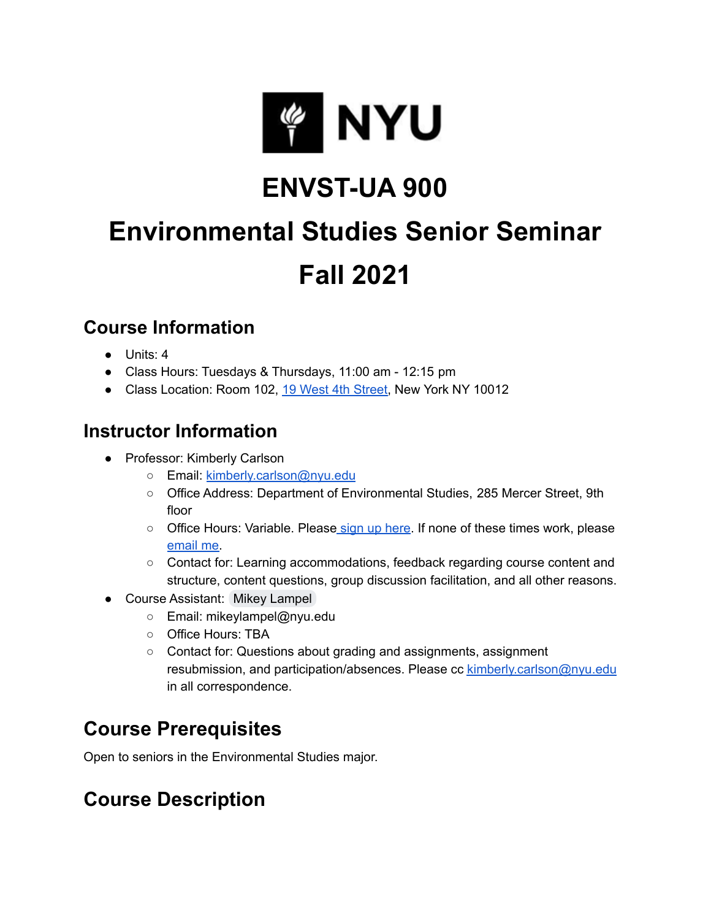# ENVST-UA 900

# Environmental Studies Senior Seminar

# Fall 2021

## Course Information

- Units: 4
- Class Hours: Tuesdays & Thursdays, 11:00 am - 12:15 pm
- Class Location: Room 102, [19 West 4th Street](), New York NY 10012

## Instructor Information

- Professor: Kimberly Carlson
  - Email: [kimberly.carlson@nyu.edu](mailto:kimberly.carlson@nyu.edu)
  - Office Address: Department of Environmental Studies, 285 Mercer Street, 9th floor
  - Office Hours: Variable. Please [sign up here](). If none of these times work, please [email me]().
  - Contact for: Learning accommodations, feedback regarding course content and structure, content questions, group discussion facilitation, and all other reasons.
- Course Assistant: Mikey Lampel
  - Email: mikeylampel@nyu.edu
  - Office Hours: TBA
  - Contact for: Questions about grading and assignments, assignment resubmission, and participation/absences. Please cc [kimberly.carlson@nyu.edu](mailto:kimberly.carlson@nyu.edu) in all correspondence.

## Course Prerequisites

Open to seniors in the Environmental Studies major.

## Course Description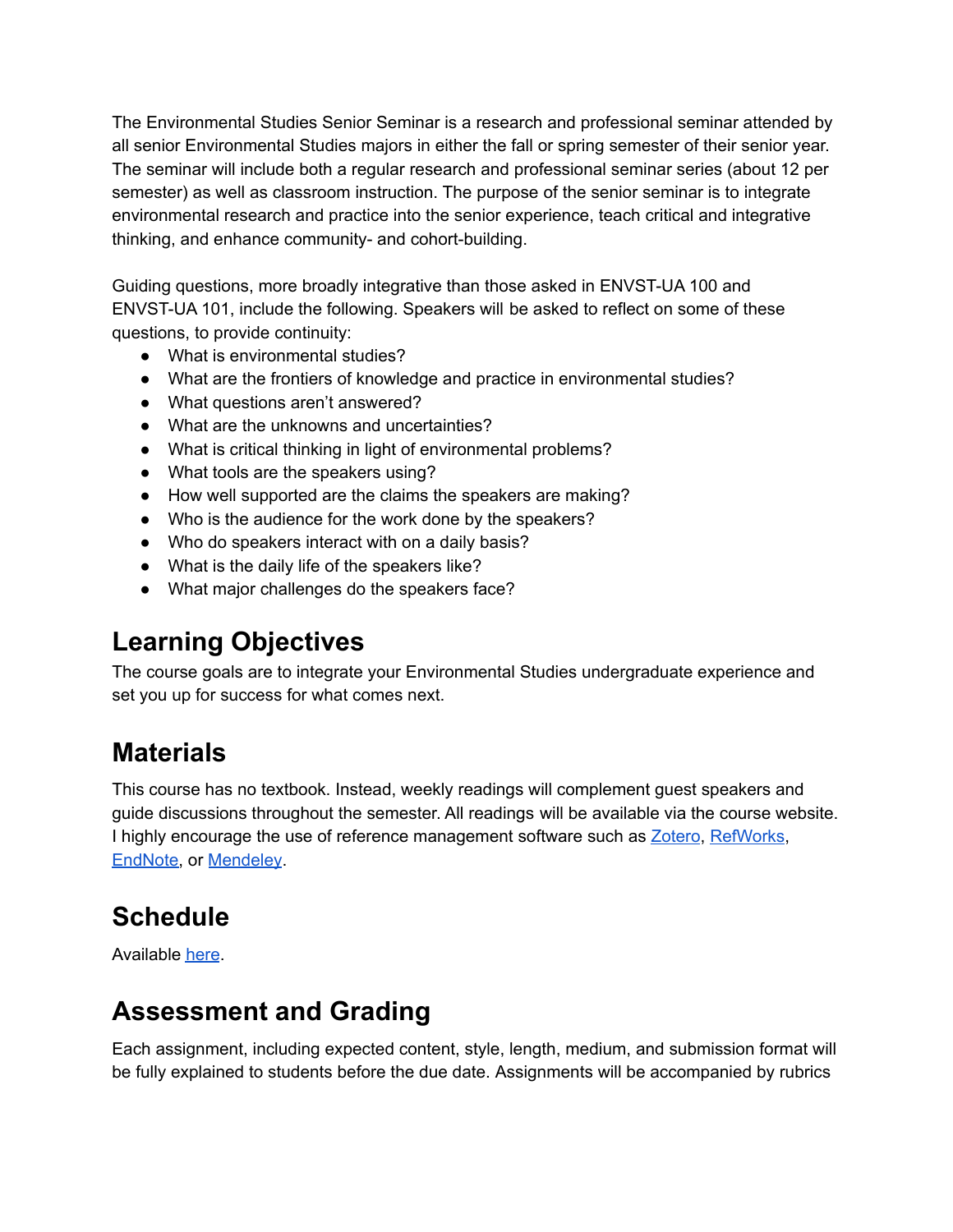The Environmental Studies Senior Seminar is a research and professional seminar attended by all senior Environmental Studies majors in either the fall or spring semester of their senior year. The seminar will include both a regular research and professional seminar series (about 12 per semester) as well as classroom instruction. The purpose of the senior seminar is to integrate environmental research and practice into the senior experience, teach critical and integrative thinking, and enhance community- and cohort-building.

Guiding questions, more broadly integrative than those asked in ENVST-UA 100 and ENVST-UA 101, include the following. Speakers will be asked to reflect on some of these questions, to provide continuity:

- What is environmental studies?
- What are the frontiers of knowledge and practice in environmental studies?
- What questions aren't answered?
- What are the unknowns and uncertainties?
- What is critical thinking in light of environmental problems?
- What tools are the speakers using?
- How well supported are the claims the speakers are making?
- Who is the audience for the work done by the speakers?
- Who do speakers interact with on a daily basis?
- What is the daily life of the speakers like?
- What major challenges do the speakers face?

## Learning Objectives

The course goals are to integrate your Environmental Studies undergraduate experience and set you up for success for what comes next.

## Materials

This course has no textbook. Instead, weekly readings will complement guest speakers and guide discussions throughout the semester. All readings will be available via the course website. I highly encourage the use of reference management software such as Zotero, RefWorks, EndNote, or Mendeley.

## Schedule

Available here.

## Assessment and Grading

Each assignment, including expected content, style, length, medium, and submission format will be fully explained to students before the due date. Assignments will be accompanied by rubrics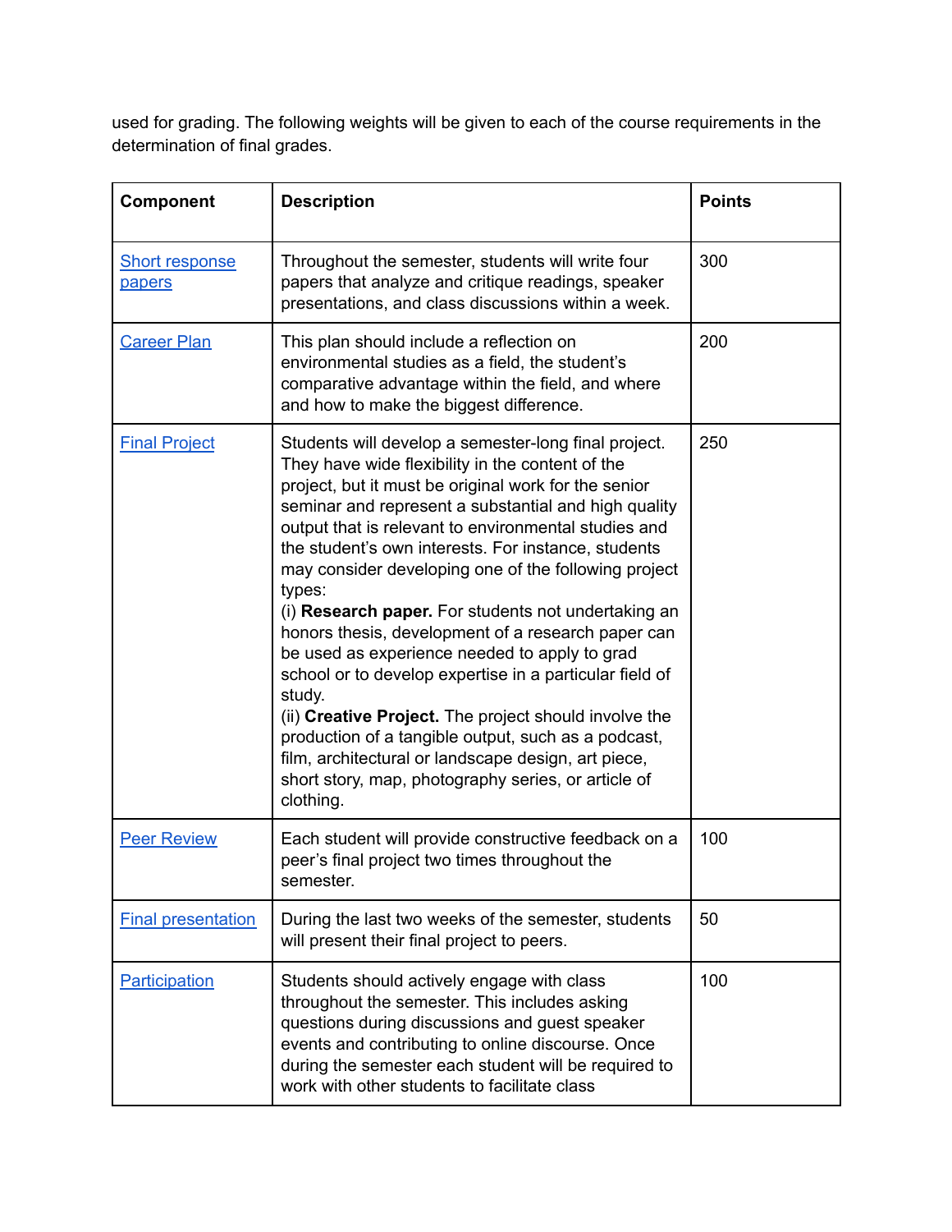used for grading. The following weights will be given to each of the course requirements in the determination of final grades.

| Component | Description | Points |
| --- | --- | --- |
| Short response papers | Throughout the semester, students will write four papers that analyze and critique readings, speaker presentations, and class discussions within a week. | 300 |
| Career Plan | This plan should include a reflection on environmental studies as a field, the student's comparative advantage within the field, and where and how to make the biggest difference. | 200 |
| Final Project | Students will develop a semester-long final project. They have wide flexibility in the content of the project, but it must be original work for the senior seminar and represent a substantial and high quality output that is relevant to environmental studies and the student's own interests. For instance, students may consider developing one of the following project types: (i) **Research paper.** For students not undertaking an honors thesis, development of a research paper can be used as experience needed to apply to grad school or to develop expertise in a particular field of study. (ii) **Creative Project.** The project should involve the production of a tangible output, such as a podcast, film, architectural or landscape design, art piece, short story, map, photography series, or article of clothing. | 250 |
| Peer Review | Each student will provide constructive feedback on a peer's final project two times throughout the semester. | 100 |
| Final presentation | During the last two weeks of the semester, students will present their final project to peers. | 50 |
| Participation | Students should actively engage with class throughout the semester. This includes asking questions during discussions and guest speaker events and contributing to online discourse. Once during the semester each student will be required to work with other students to facilitate class | 100 |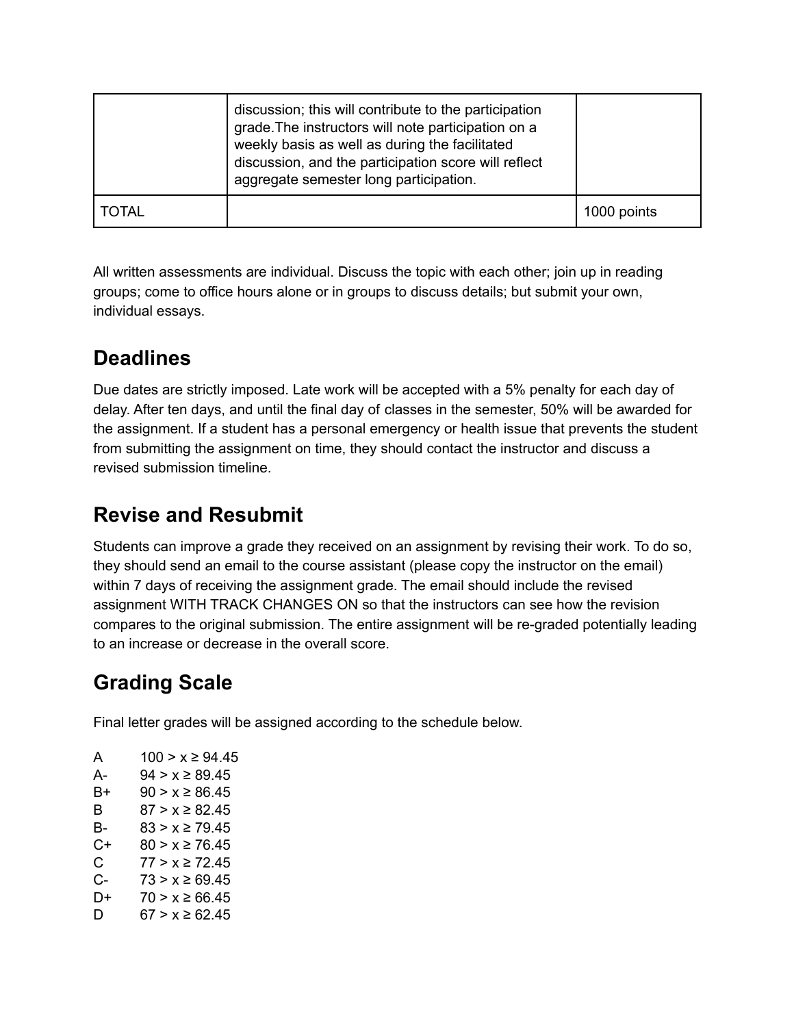| | | |
|---|---|---|
| | discussion; this will contribute to the participation grade.The instructors will note participation on a weekly basis as well as during the facilitated discussion, and the participation score will reflect aggregate semester long participation. | |
| TOTAL | | 1000 points |

All written assessments are individual. Discuss the topic with each other; join up in reading groups; come to office hours alone or in groups to discuss details; but submit your own, individual essays.

## Deadlines

Due dates are strictly imposed. Late work will be accepted with a 5% penalty for each day of delay. After ten days, and until the final day of classes in the semester, 50% will be awarded for the assignment. If a student has a personal emergency or health issue that prevents the student from submitting the assignment on time, they should contact the instructor and discuss a revised submission timeline.

## Revise and Resubmit

Students can improve a grade they received on an assignment by revising their work. To do so, they should send an email to the course assistant (please copy the instructor on the email) within 7 days of receiving the assignment grade. The email should include the revised assignment WITH TRACK CHANGES ON so that the instructors can see how the revision compares to the original submission. The entire assignment will be re-graded potentially leading to an increase or decrease in the overall score.

## Grading Scale

Final letter grades will be assigned according to the schedule below.

A $100 > x \geq 94.45$
A- $94 > x \geq 89.45$
B+ $90 > x \geq 86.45$
B $87 > x \geq 82.45$
B- $83 > x \geq 79.45$
C+ $80 > x \geq 76.45$
C $77 > x \geq 72.45$
C- $73 > x \geq 69.45$
D+ $70 > x \geq 66.45$
D $67 > x \geq 62.45$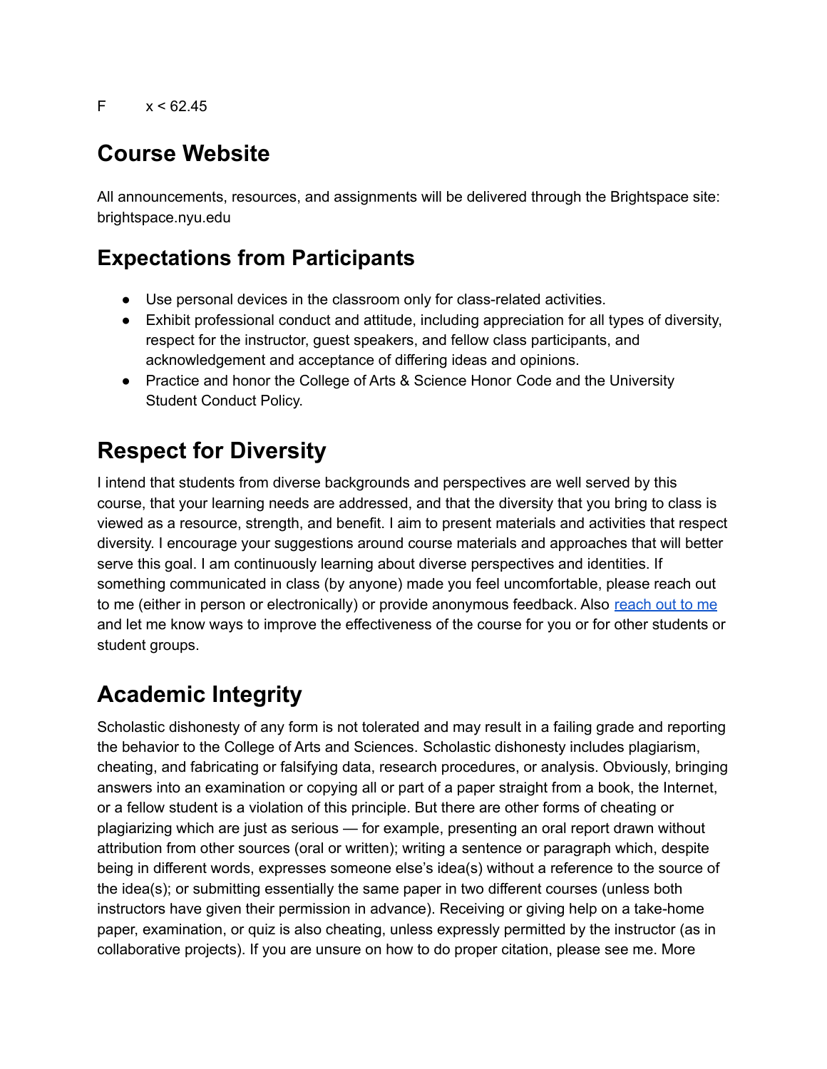| F | $x < 62.45$ |
|---|---|

## Course Website

All announcements, resources, and assignments will be delivered through the Brightspace site: brightspace.nyu.edu

## Expectations from Participants

- Use personal devices in the classroom only for class-related activities.
- Exhibit professional conduct and attitude, including appreciation for all types of diversity, respect for the instructor, guest speakers, and fellow class participants, and acknowledgement and acceptance of differing ideas and opinions.
- Practice and honor the College of Arts & Science Honor Code and the University Student Conduct Policy.

## Respect for Diversity

I intend that students from diverse backgrounds and perspectives are well served by this course, that your learning needs are addressed, and that the diversity that you bring to class is viewed as a resource, strength, and benefit. I aim to present materials and activities that respect diversity. I encourage your suggestions around course materials and approaches that will better serve this goal. I am continuously learning about diverse perspectives and identities. If something communicated in class (by anyone) made you feel uncomfortable, please reach out to me (either in person or electronically) or provide anonymous feedback. Also reach out to me and let me know ways to improve the effectiveness of the course for you or for other students or student groups.

## Academic Integrity

Scholastic dishonesty of any form is not tolerated and may result in a failing grade and reporting the behavior to the College of Arts and Sciences. Scholastic dishonesty includes plagiarism, cheating, and fabricating or falsifying data, research procedures, or analysis. Obviously, bringing answers into an examination or copying all or part of a paper straight from a book, the Internet, or a fellow student is a violation of this principle. But there are other forms of cheating or plagiarizing which are just as serious — for example, presenting an oral report drawn without attribution from other sources (oral or written); writing a sentence or paragraph which, despite being in different words, expresses someone else's idea(s) without a reference to the source of the idea(s); or submitting essentially the same paper in two different courses (unless both instructors have given their permission in advance). Receiving or giving help on a take-home paper, examination, or quiz is also cheating, unless expressly permitted by the instructor (as in collaborative projects). If you are unsure on how to do proper citation, please see me. More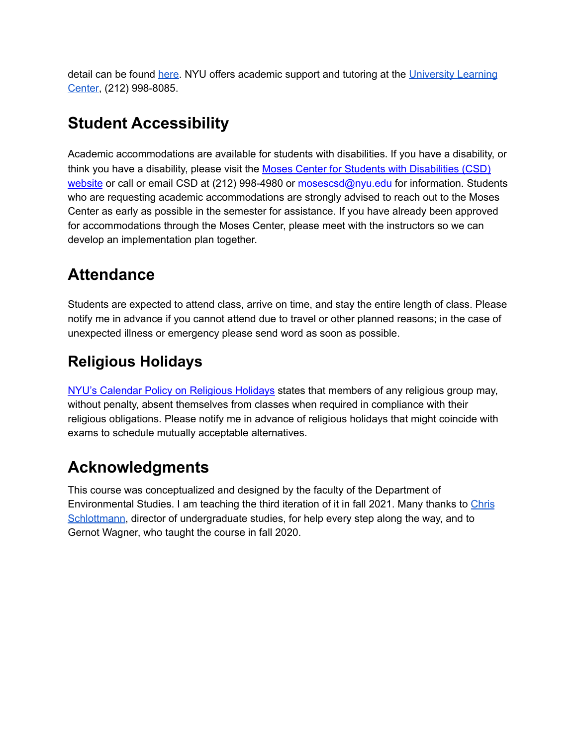detail can be found here. NYU offers academic support and tutoring at the University Learning Center, (212) 998-8085.

## Student Accessibility

Academic accommodations are available for students with disabilities. If you have a disability, or think you have a disability, please visit the Moses Center for Students with Disabilities (CSD) website or call or email CSD at (212) 998-4980 or mosescsd@nyu.edu for information. Students who are requesting academic accommodations are strongly advised to reach out to the Moses Center as early as possible in the semester for assistance. If you have already been approved for accommodations through the Moses Center, please meet with the instructors so we can develop an implementation plan together.

## Attendance

Students are expected to attend class, arrive on time, and stay the entire length of class. Please notify me in advance if you cannot attend due to travel or other planned reasons; in the case of unexpected illness or emergency please send word as soon as possible.

## Religious Holidays

NYU's Calendar Policy on Religious Holidays states that members of any religious group may, without penalty, absent themselves from classes when required in compliance with their religious obligations. Please notify me in advance of religious holidays that might coincide with exams to schedule mutually acceptable alternatives.

## Acknowledgments

This course was conceptualized and designed by the faculty of the Department of Environmental Studies. I am teaching the third iteration of it in fall 2021. Many thanks to Chris Schlottmann, director of undergraduate studies, for help every step along the way, and to Gernot Wagner, who taught the course in fall 2020.